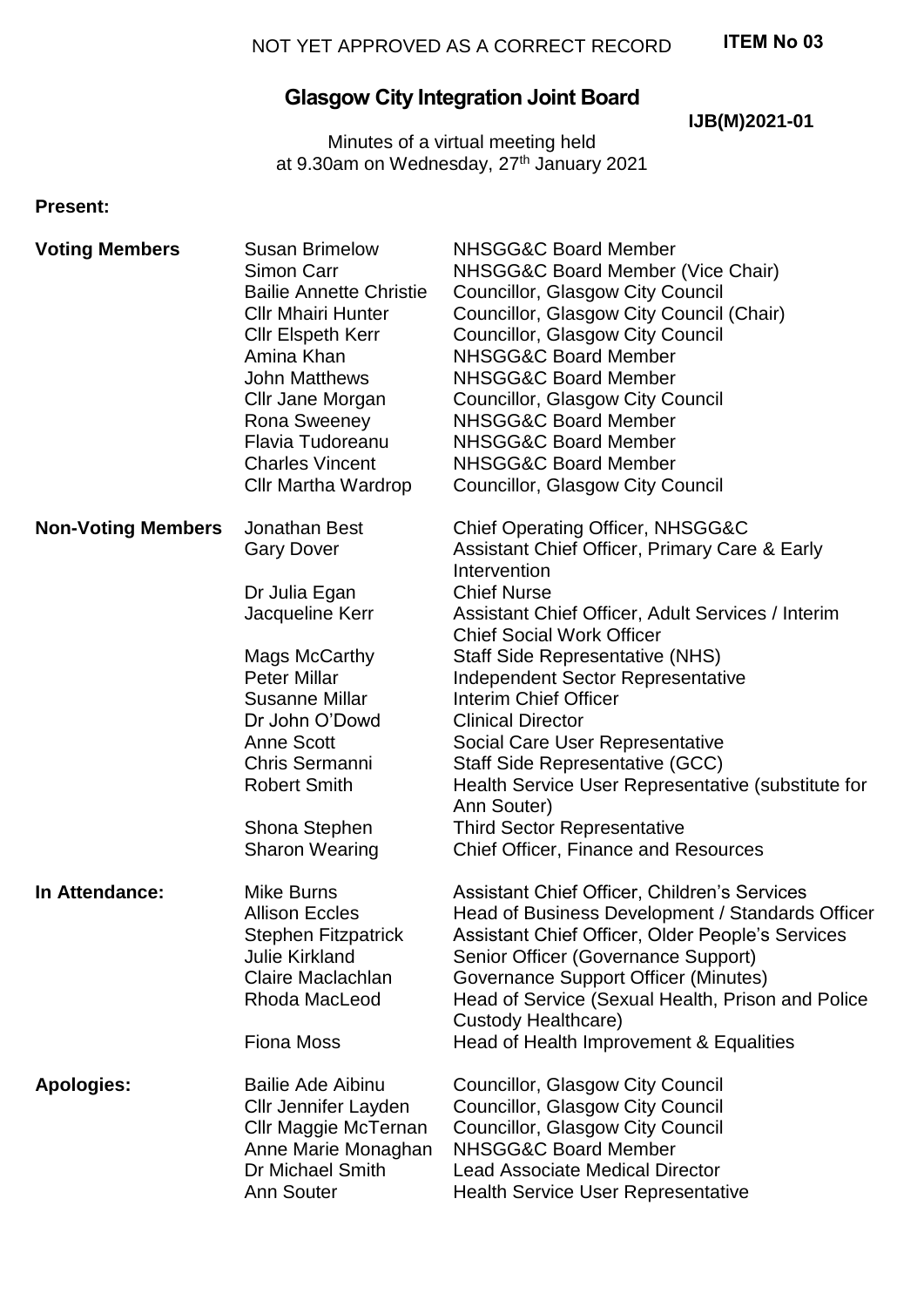NOT YET APPROVED AS A CORRECT RECORD **ITEM No 03**

# Glasgow City Integration Joint Board

**IJB(M)2021-01**

Minutes of a virtual meeting held at 9.30am on Wednesday, 27th January 2021

**Present:**

| | | |
|---|---|---|
| **Voting Members** | Susan Brimelow | NHSGG&C Board Member |
| | Simon Carr | NHSGG&C Board Member (Vice Chair) |
| | Bailie Annette Christie | Councillor, Glasgow City Council |
| | Cllr Mhairi Hunter | Councillor, Glasgow City Council (Chair) |
| | Cllr Elspeth Kerr | Councillor, Glasgow City Council |
| | Amina Khan | NHSGG&C Board Member |
| | John Matthews | NHSGG&C Board Member |
| | Cllr Jane Morgan | Councillor, Glasgow City Council |
| | Rona Sweeney | NHSGG&C Board Member |
| | Flavia Tudoreanu | NHSGG&C Board Member |
| | Charles Vincent | NHSGG&C Board Member |
| | Cllr Martha Wardrop | Councillor, Glasgow City Council |
| **Non-Voting Members** | Jonathan Best | Chief Operating Officer, NHSGG&C |
| | Gary Dover | Assistant Chief Officer, Primary Care & Early Intervention |
| | Dr Julia Egan | Chief Nurse |
| | Jacqueline Kerr | Assistant Chief Officer, Adult Services / Interim Chief Social Work Officer |
| | Mags McCarthy | Staff Side Representative (NHS) |
| | Peter Millar | Independent Sector Representative |
| | Susanne Millar | Interim Chief Officer |
| | Dr John O'Dowd | Clinical Director |
| | Anne Scott | Social Care User Representative |
| | Chris Sermanni | Staff Side Representative (GCC) |
| | Robert Smith | Health Service User Representative (substitute for Ann Souter) |
| | Shona Stephen | Third Sector Representative |
| | Sharon Wearing | Chief Officer, Finance and Resources |
| **In Attendance:** | Mike Burns | Assistant Chief Officer, Children's Services |
| | Allison Eccles | Head of Business Development / Standards Officer |
| | Stephen Fitzpatrick | Assistant Chief Officer, Older People's Services |
| | Julie Kirkland | Senior Officer (Governance Support) |
| | Claire Maclachlan | Governance Support Officer (Minutes) |
| | Rhoda MacLeod | Head of Service (Sexual Health, Prison and Police Custody Healthcare) |
| | Fiona Moss | Head of Health Improvement & Equalities |
| **Apologies:** | Bailie Ade Aibinu | Councillor, Glasgow City Council |
| | Cllr Jennifer Layden | Councillor, Glasgow City Council |
| | Cllr Maggie McTernan | Councillor, Glasgow City Council |
| | Anne Marie Monaghan | NHSGG&C Board Member |
| | Dr Michael Smith | Lead Associate Medical Director |
| | Ann Souter | Health Service User Representative |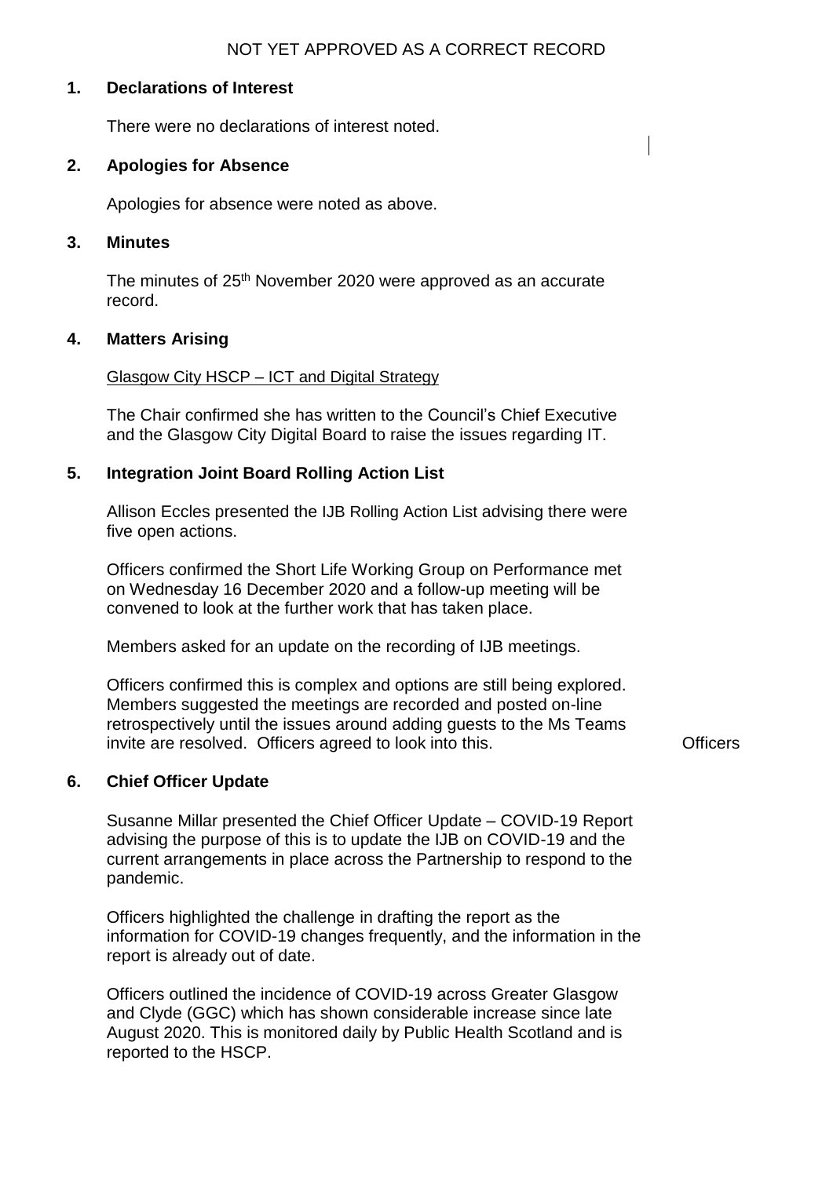NOT YET APPROVED AS A CORRECT RECORD

**1. Declarations of Interest**

There were no declarations of interest noted.

**2. Apologies for Absence**

Apologies for absence were noted as above.

**3. Minutes**

The minutes of 25th November 2020 were approved as an accurate record.

**4. Matters Arising**

Glasgow City HSCP – ICT and Digital Strategy

The Chair confirmed she has written to the Council's Chief Executive and the Glasgow City Digital Board to raise the issues regarding IT.

**5. Integration Joint Board Rolling Action List**

Allison Eccles presented the IJB Rolling Action List advising there were five open actions.

Officers confirmed the Short Life Working Group on Performance met on Wednesday 16 December 2020 and a follow-up meeting will be convened to look at the further work that has taken place.

Members asked for an update on the recording of IJB meetings.

Officers confirmed this is complex and options are still being explored. Members suggested the meetings are recorded and posted on-line retrospectively until the issues around adding guests to the Ms Teams invite are resolved. Officers agreed to look into this. — Officers

**6. Chief Officer Update**

Susanne Millar presented the Chief Officer Update – COVID-19 Report advising the purpose of this is to update the IJB on COVID-19 and the current arrangements in place across the Partnership to respond to the pandemic.

Officers highlighted the challenge in drafting the report as the information for COVID-19 changes frequently, and the information in the report is already out of date.

Officers outlined the incidence of COVID-19 across Greater Glasgow and Clyde (GGC) which has shown considerable increase since late August 2020. This is monitored daily by Public Health Scotland and is reported to the HSCP.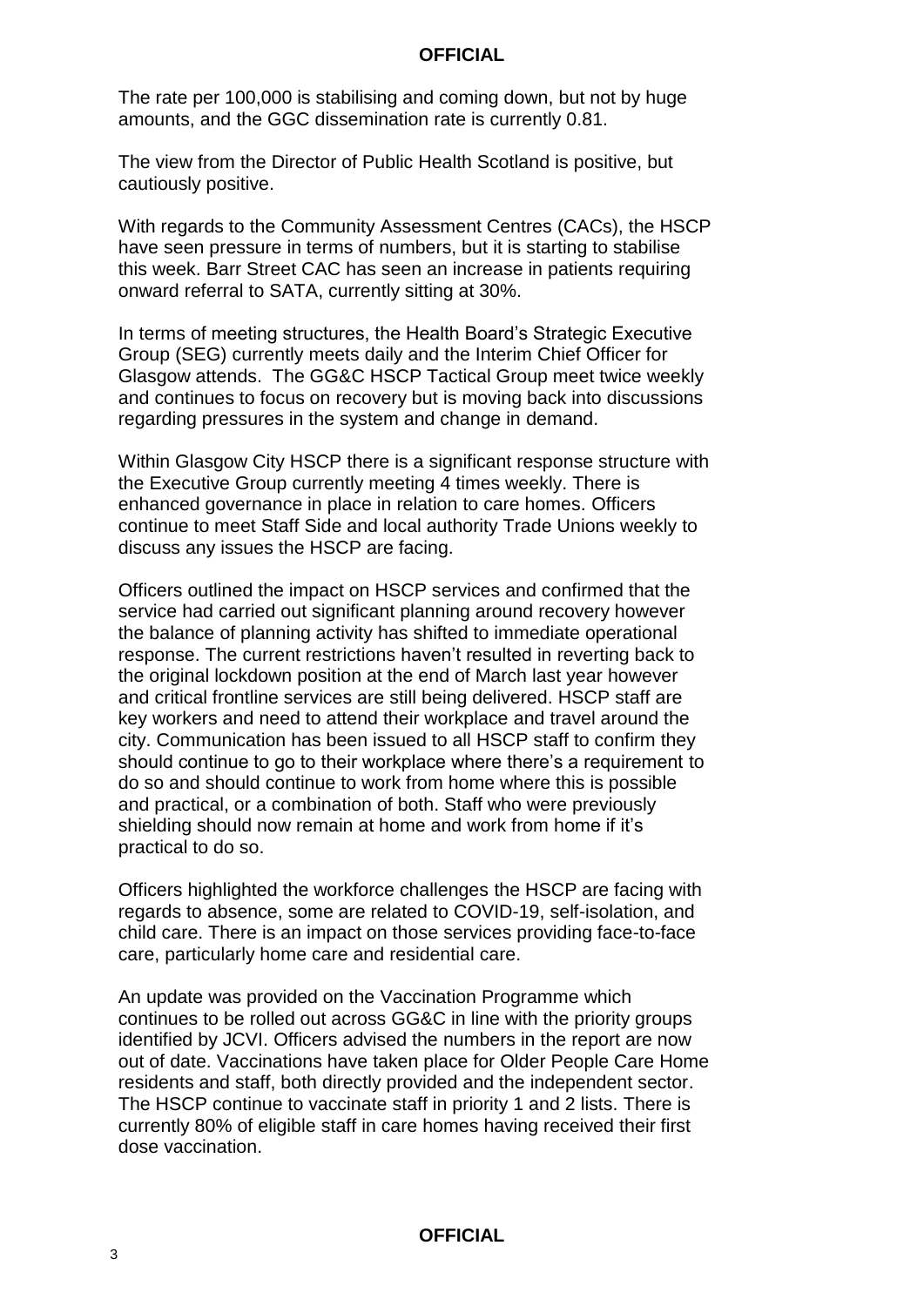The rate per 100,000 is stabilising and coming down, but not by huge amounts, and the GGC dissemination rate is currently 0.81.

The view from the Director of Public Health Scotland is positive, but cautiously positive.

With regards to the Community Assessment Centres (CACs), the HSCP have seen pressure in terms of numbers, but it is starting to stabilise this week. Barr Street CAC has seen an increase in patients requiring onward referral to SATA, currently sitting at 30%.

In terms of meeting structures, the Health Board's Strategic Executive Group (SEG) currently meets daily and the Interim Chief Officer for Glasgow attends. The GG&C HSCP Tactical Group meet twice weekly and continues to focus on recovery but is moving back into discussions regarding pressures in the system and change in demand.

Within Glasgow City HSCP there is a significant response structure with the Executive Group currently meeting 4 times weekly. There is enhanced governance in place in relation to care homes. Officers continue to meet Staff Side and local authority Trade Unions weekly to discuss any issues the HSCP are facing.

Officers outlined the impact on HSCP services and confirmed that the service had carried out significant planning around recovery however the balance of planning activity has shifted to immediate operational response. The current restrictions haven't resulted in reverting back to the original lockdown position at the end of March last year however and critical frontline services are still being delivered. HSCP staff are key workers and need to attend their workplace and travel around the city. Communication has been issued to all HSCP staff to confirm they should continue to go to their workplace where there's a requirement to do so and should continue to work from home where this is possible and practical, or a combination of both. Staff who were previously shielding should now remain at home and work from home if it's practical to do so.

Officers highlighted the workforce challenges the HSCP are facing with regards to absence, some are related to COVID-19, self-isolation, and child care. There is an impact on those services providing face-to-face care, particularly home care and residential care.

An update was provided on the Vaccination Programme which continues to be rolled out across GG&C in line with the priority groups identified by JCVI. Officers advised the numbers in the report are now out of date. Vaccinations have taken place for Older People Care Home residents and staff, both directly provided and the independent sector. The HSCP continue to vaccinate staff in priority 1 and 2 lists. There is currently 80% of eligible staff in care homes having received their first dose vaccination.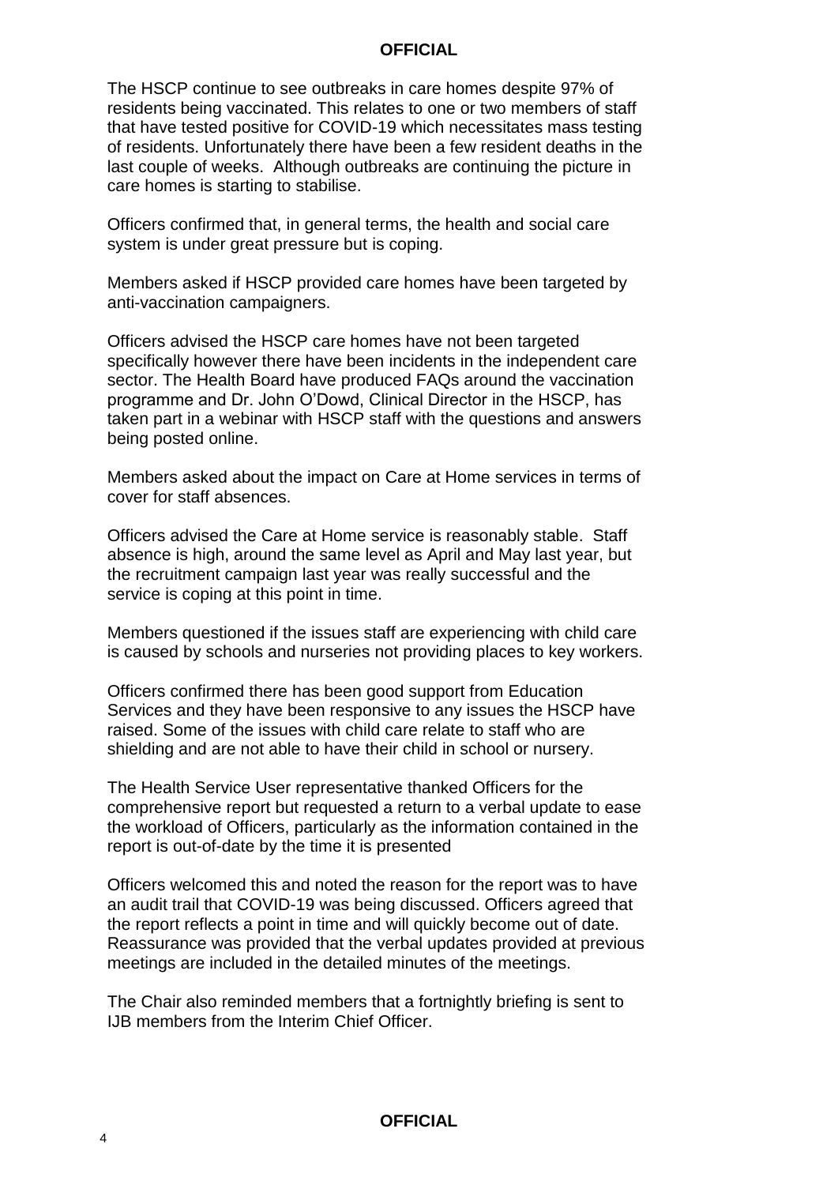The HSCP continue to see outbreaks in care homes despite 97% of residents being vaccinated. This relates to one or two members of staff that have tested positive for COVID-19 which necessitates mass testing of residents. Unfortunately there have been a few resident deaths in the last couple of weeks. Although outbreaks are continuing the picture in care homes is starting to stabilise.

Officers confirmed that, in general terms, the health and social care system is under great pressure but is coping.

Members asked if HSCP provided care homes have been targeted by anti-vaccination campaigners.

Officers advised the HSCP care homes have not been targeted specifically however there have been incidents in the independent care sector. The Health Board have produced FAQs around the vaccination programme and Dr. John O'Dowd, Clinical Director in the HSCP, has taken part in a webinar with HSCP staff with the questions and answers being posted online.

Members asked about the impact on Care at Home services in terms of cover for staff absences.

Officers advised the Care at Home service is reasonably stable. Staff absence is high, around the same level as April and May last year, but the recruitment campaign last year was really successful and the service is coping at this point in time.

Members questioned if the issues staff are experiencing with child care is caused by schools and nurseries not providing places to key workers.

Officers confirmed there has been good support from Education Services and they have been responsive to any issues the HSCP have raised. Some of the issues with child care relate to staff who are shielding and are not able to have their child in school or nursery.

The Health Service User representative thanked Officers for the comprehensive report but requested a return to a verbal update to ease the workload of Officers, particularly as the information contained in the report is out-of-date by the time it is presented

Officers welcomed this and noted the reason for the report was to have an audit trail that COVID-19 was being discussed. Officers agreed that the report reflects a point in time and will quickly become out of date. Reassurance was provided that the verbal updates provided at previous meetings are included in the detailed minutes of the meetings.

The Chair also reminded members that a fortnightly briefing is sent to IJB members from the Interim Chief Officer.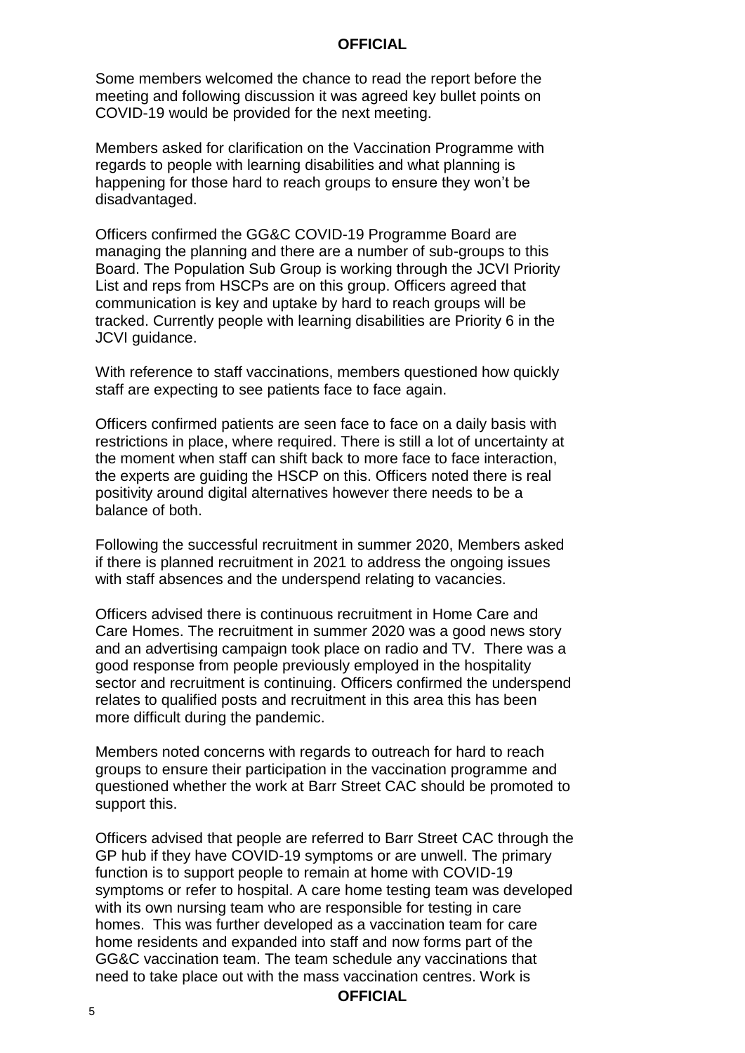Some members welcomed the chance to read the report before the meeting and following discussion it was agreed key bullet points on COVID-19 would be provided for the next meeting.

Members asked for clarification on the Vaccination Programme with regards to people with learning disabilities and what planning is happening for those hard to reach groups to ensure they won't be disadvantaged.

Officers confirmed the GG&C COVID-19 Programme Board are managing the planning and there are a number of sub-groups to this Board. The Population Sub Group is working through the JCVI Priority List and reps from HSCPs are on this group. Officers agreed that communication is key and uptake by hard to reach groups will be tracked. Currently people with learning disabilities are Priority 6 in the JCVI guidance.

With reference to staff vaccinations, members questioned how quickly staff are expecting to see patients face to face again.

Officers confirmed patients are seen face to face on a daily basis with restrictions in place, where required. There is still a lot of uncertainty at the moment when staff can shift back to more face to face interaction, the experts are guiding the HSCP on this. Officers noted there is real positivity around digital alternatives however there needs to be a balance of both.

Following the successful recruitment in summer 2020, Members asked if there is planned recruitment in 2021 to address the ongoing issues with staff absences and the underspend relating to vacancies.

Officers advised there is continuous recruitment in Home Care and Care Homes. The recruitment in summer 2020 was a good news story and an advertising campaign took place on radio and TV. There was a good response from people previously employed in the hospitality sector and recruitment is continuing. Officers confirmed the underspend relates to qualified posts and recruitment in this area this has been more difficult during the pandemic.

Members noted concerns with regards to outreach for hard to reach groups to ensure their participation in the vaccination programme and questioned whether the work at Barr Street CAC should be promoted to support this.

Officers advised that people are referred to Barr Street CAC through the GP hub if they have COVID-19 symptoms or are unwell. The primary function is to support people to remain at home with COVID-19 symptoms or refer to hospital. A care home testing team was developed with its own nursing team who are responsible for testing in care homes. This was further developed as a vaccination team for care home residents and expanded into staff and now forms part of the GG&C vaccination team. The team schedule any vaccinations that need to take place out with the mass vaccination centres. Work is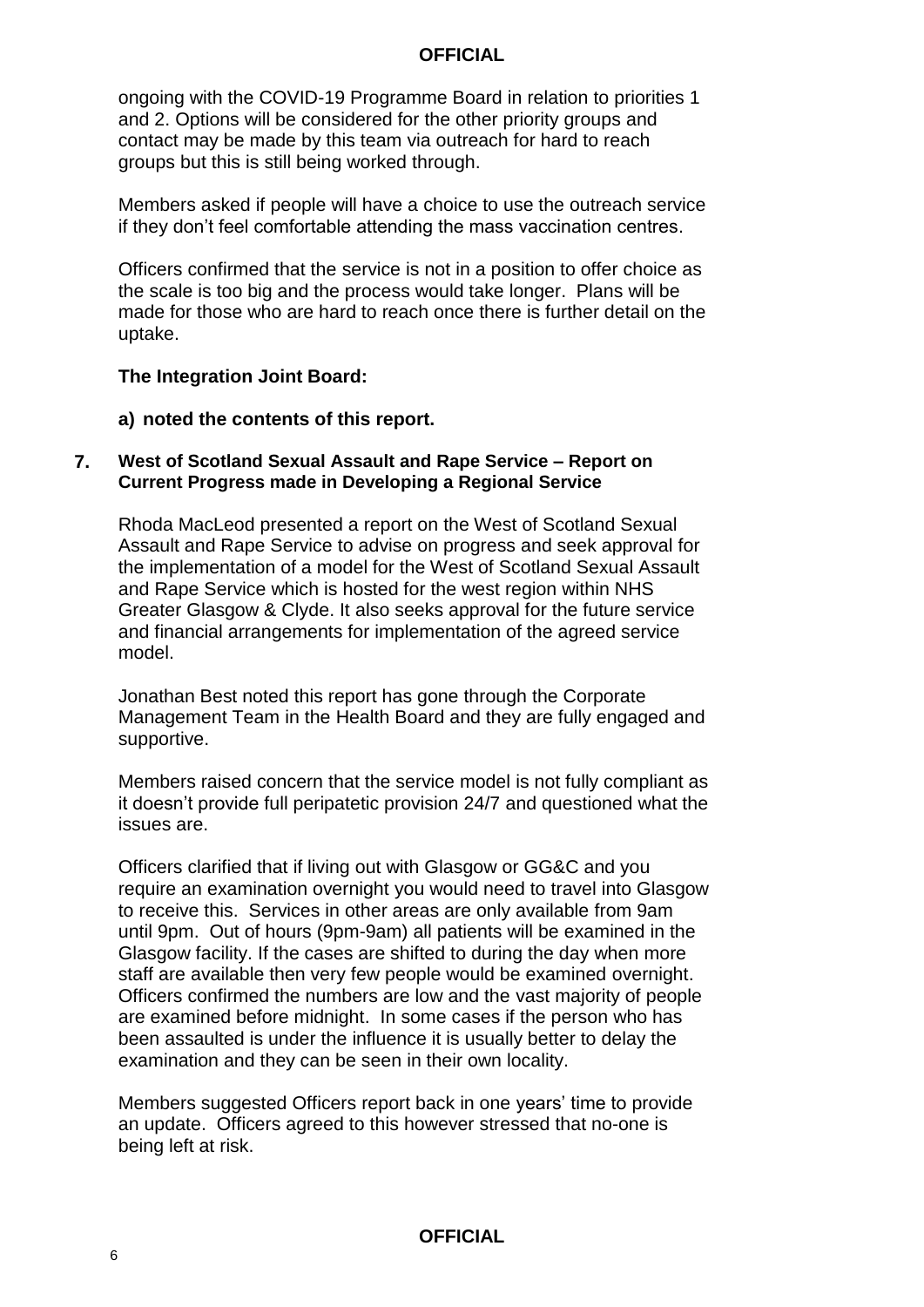ongoing with the COVID-19 Programme Board in relation to priorities 1 and 2. Options will be considered for the other priority groups and contact may be made by this team via outreach for hard to reach groups but this is still being worked through.

Members asked if people will have a choice to use the outreach service if they don't feel comfortable attending the mass vaccination centres.

Officers confirmed that the service is not in a position to offer choice as the scale is too big and the process would take longer. Plans will be made for those who are hard to reach once there is further detail on the uptake.

**The Integration Joint Board:**

**a) noted the contents of this report.**

## 7. West of Scotland Sexual Assault and Rape Service – Report on Current Progress made in Developing a Regional Service

Rhoda MacLeod presented a report on the West of Scotland Sexual Assault and Rape Service to advise on progress and seek approval for the implementation of a model for the West of Scotland Sexual Assault and Rape Service which is hosted for the west region within NHS Greater Glasgow & Clyde. It also seeks approval for the future service and financial arrangements for implementation of the agreed service model.

Jonathan Best noted this report has gone through the Corporate Management Team in the Health Board and they are fully engaged and supportive.

Members raised concern that the service model is not fully compliant as it doesn't provide full peripatetic provision 24/7 and questioned what the issues are.

Officers clarified that if living out with Glasgow or GG&C and you require an examination overnight you would need to travel into Glasgow to receive this. Services in other areas are only available from 9am until 9pm. Out of hours (9pm-9am) all patients will be examined in the Glasgow facility. If the cases are shifted to during the day when more staff are available then very few people would be examined overnight. Officers confirmed the numbers are low and the vast majority of people are examined before midnight. In some cases if the person who has been assaulted is under the influence it is usually better to delay the examination and they can be seen in their own locality.

Members suggested Officers report back in one years' time to provide an update. Officers agreed to this however stressed that no-one is being left at risk.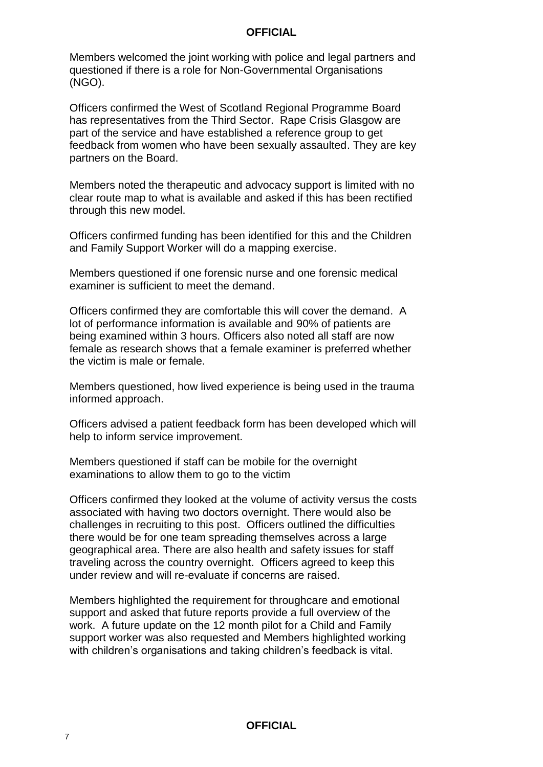Members welcomed the joint working with police and legal partners and questioned if there is a role for Non-Governmental Organisations (NGO).

Officers confirmed the West of Scotland Regional Programme Board has representatives from the Third Sector. Rape Crisis Glasgow are part of the service and have established a reference group to get feedback from women who have been sexually assaulted. They are key partners on the Board.

Members noted the therapeutic and advocacy support is limited with no clear route map to what is available and asked if this has been rectified through this new model.

Officers confirmed funding has been identified for this and the Children and Family Support Worker will do a mapping exercise.

Members questioned if one forensic nurse and one forensic medical examiner is sufficient to meet the demand.

Officers confirmed they are comfortable this will cover the demand. A lot of performance information is available and 90% of patients are being examined within 3 hours. Officers also noted all staff are now female as research shows that a female examiner is preferred whether the victim is male or female.

Members questioned, how lived experience is being used in the trauma informed approach.

Officers advised a patient feedback form has been developed which will help to inform service improvement.

Members questioned if staff can be mobile for the overnight examinations to allow them to go to the victim

Officers confirmed they looked at the volume of activity versus the costs associated with having two doctors overnight. There would also be challenges in recruiting to this post. Officers outlined the difficulties there would be for one team spreading themselves across a large geographical area. There are also health and safety issues for staff traveling across the country overnight. Officers agreed to keep this under review and will re-evaluate if concerns are raised.

Members highlighted the requirement for throughcare and emotional support and asked that future reports provide a full overview of the work. A future update on the 12 month pilot for a Child and Family support worker was also requested and Members highlighted working with children's organisations and taking children's feedback is vital.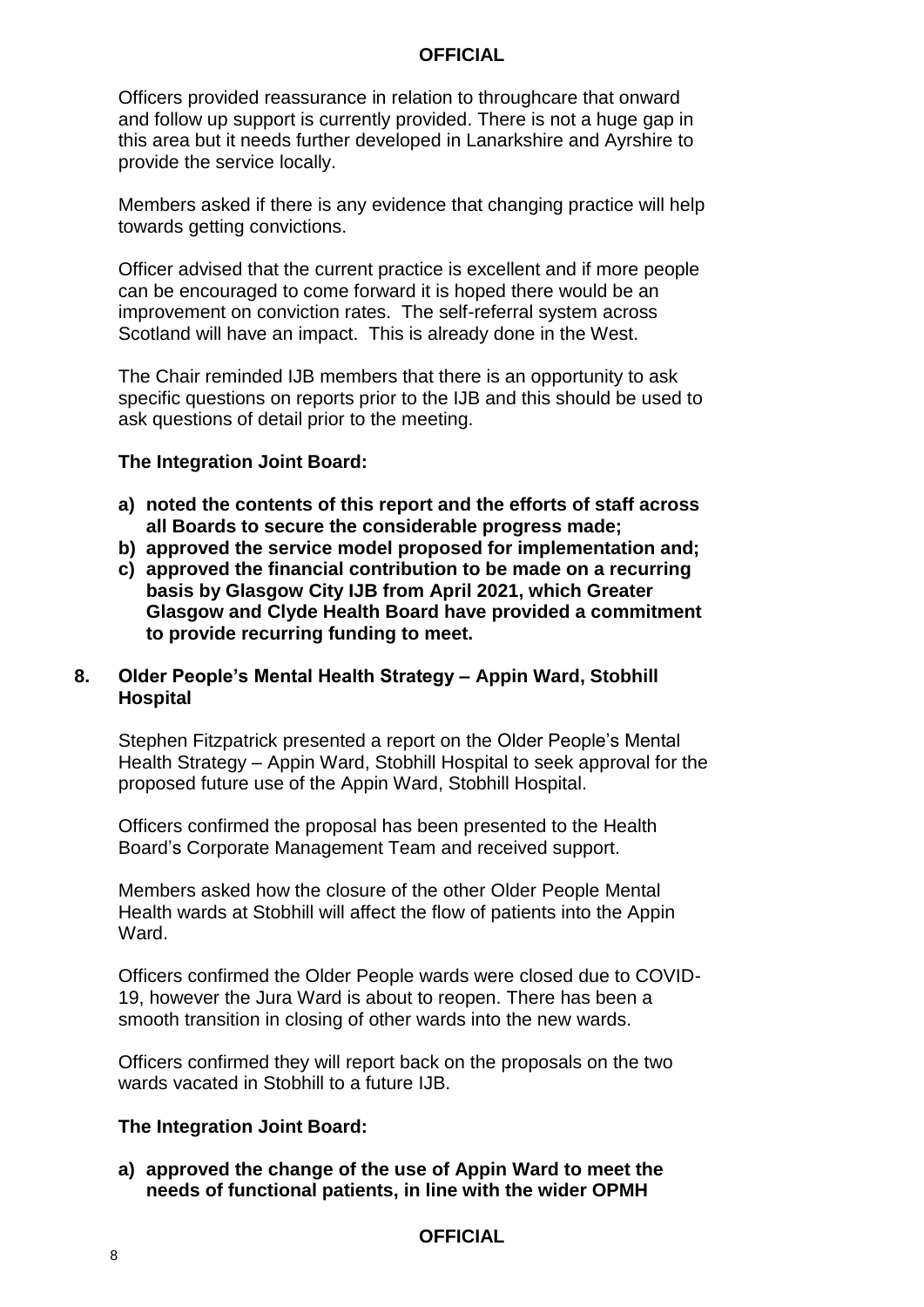Officers provided reassurance in relation to throughcare that onward and follow up support is currently provided. There is not a huge gap in this area but it needs further developed in Lanarkshire and Ayrshire to provide the service locally.

Members asked if there is any evidence that changing practice will help towards getting convictions.

Officer advised that the current practice is excellent and if more people can be encouraged to come forward it is hoped there would be an improvement on conviction rates. The self-referral system across Scotland will have an impact. This is already done in the West.

The Chair reminded IJB members that there is an opportunity to ask specific questions on reports prior to the IJB and this should be used to ask questions of detail prior to the meeting.

**The Integration Joint Board:**

- **a) noted the contents of this report and the efforts of staff across all Boards to secure the considerable progress made;**
- **b) approved the service model proposed for implementation and;**
- **c) approved the financial contribution to be made on a recurring basis by Glasgow City IJB from April 2021, which Greater Glasgow and Clyde Health Board have provided a commitment to provide recurring funding to meet.**

## 8. Older People's Mental Health Strategy – Appin Ward, Stobhill Hospital

Stephen Fitzpatrick presented a report on the Older People's Mental Health Strategy – Appin Ward, Stobhill Hospital to seek approval for the proposed future use of the Appin Ward, Stobhill Hospital.

Officers confirmed the proposal has been presented to the Health Board's Corporate Management Team and received support.

Members asked how the closure of the other Older People Mental Health wards at Stobhill will affect the flow of patients into the Appin Ward.

Officers confirmed the Older People wards were closed due to COVID-19, however the Jura Ward is about to reopen. There has been a smooth transition in closing of other wards into the new wards.

Officers confirmed they will report back on the proposals on the two wards vacated in Stobhill to a future IJB.

**The Integration Joint Board:**

- **a) approved the change of the use of Appin Ward to meet the needs of functional patients, in line with the wider OPMH**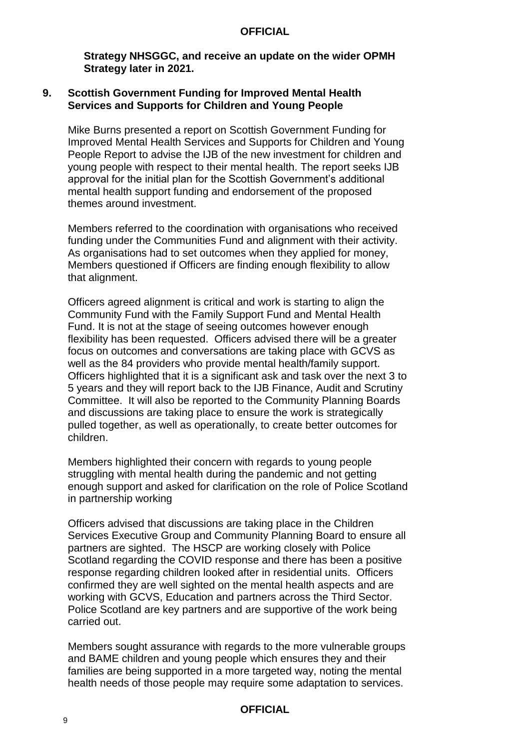**Strategy NHSGGC, and receive an update on the wider OPMH Strategy later in 2021.**

## 9. Scottish Government Funding for Improved Mental Health Services and Supports for Children and Young People

Mike Burns presented a report on Scottish Government Funding for Improved Mental Health Services and Supports for Children and Young People Report to advise the IJB of the new investment for children and young people with respect to their mental health. The report seeks IJB approval for the initial plan for the Scottish Government's additional mental health support funding and endorsement of the proposed themes around investment.

Members referred to the coordination with organisations who received funding under the Communities Fund and alignment with their activity. As organisations had to set outcomes when they applied for money, Members questioned if Officers are finding enough flexibility to allow that alignment.

Officers agreed alignment is critical and work is starting to align the Community Fund with the Family Support Fund and Mental Health Fund. It is not at the stage of seeing outcomes however enough flexibility has been requested. Officers advised there will be a greater focus on outcomes and conversations are taking place with GCVS as well as the 84 providers who provide mental health/family support. Officers highlighted that it is a significant ask and task over the next 3 to 5 years and they will report back to the IJB Finance, Audit and Scrutiny Committee. It will also be reported to the Community Planning Boards and discussions are taking place to ensure the work is strategically pulled together, as well as operationally, to create better outcomes for children.

Members highlighted their concern with regards to young people struggling with mental health during the pandemic and not getting enough support and asked for clarification on the role of Police Scotland in partnership working

Officers advised that discussions are taking place in the Children Services Executive Group and Community Planning Board to ensure all partners are sighted. The HSCP are working closely with Police Scotland regarding the COVID response and there has been a positive response regarding children looked after in residential units. Officers confirmed they are well sighted on the mental health aspects and are working with GCVS, Education and partners across the Third Sector. Police Scotland are key partners and are supportive of the work being carried out.

Members sought assurance with regards to the more vulnerable groups and BAME children and young people which ensures they and their families are being supported in a more targeted way, noting the mental health needs of those people may require some adaptation to services.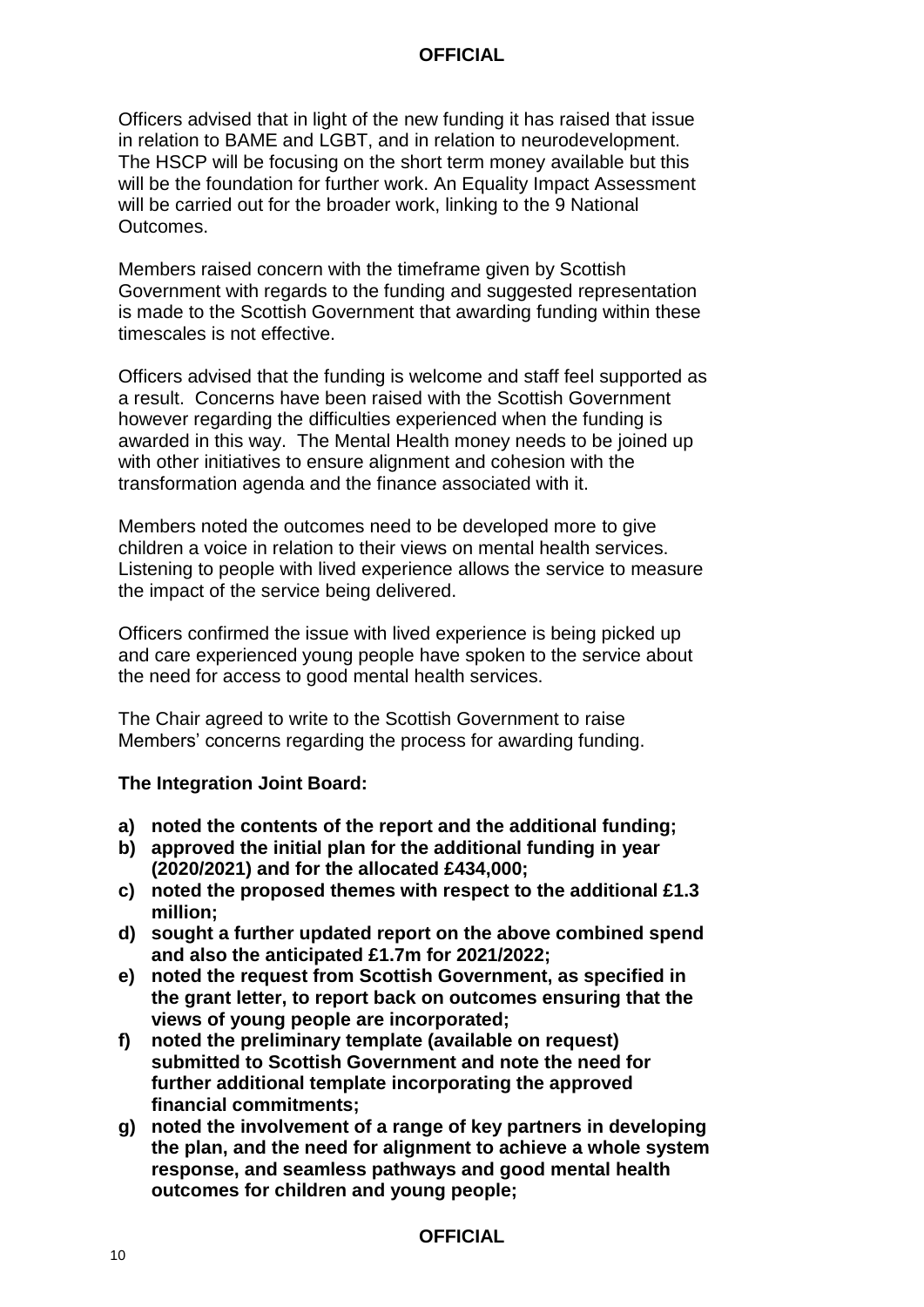Officers advised that in light of the new funding it has raised that issue in relation to BAME and LGBT, and in relation to neurodevelopment. The HSCP will be focusing on the short term money available but this will be the foundation for further work. An Equality Impact Assessment will be carried out for the broader work, linking to the 9 National Outcomes.

Members raised concern with the timeframe given by Scottish Government with regards to the funding and suggested representation is made to the Scottish Government that awarding funding within these timescales is not effective.

Officers advised that the funding is welcome and staff feel supported as a result. Concerns have been raised with the Scottish Government however regarding the difficulties experienced when the funding is awarded in this way. The Mental Health money needs to be joined up with other initiatives to ensure alignment and cohesion with the transformation agenda and the finance associated with it.

Members noted the outcomes need to be developed more to give children a voice in relation to their views on mental health services. Listening to people with lived experience allows the service to measure the impact of the service being delivered.

Officers confirmed the issue with lived experience is being picked up and care experienced young people have spoken to the service about the need for access to good mental health services.

The Chair agreed to write to the Scottish Government to raise Members' concerns regarding the process for awarding funding.

**The Integration Joint Board:**

**a) noted the contents of the report and the additional funding;**
**b) approved the initial plan for the additional funding in year (2020/2021) and for the allocated £434,000;**
**c) noted the proposed themes with respect to the additional £1.3 million;**
**d) sought a further updated report on the above combined spend and also the anticipated £1.7m for 2021/2022;**
**e) noted the request from Scottish Government, as specified in the grant letter, to report back on outcomes ensuring that the views of young people are incorporated;**
**f) noted the preliminary template (available on request) submitted to Scottish Government and note the need for further additional template incorporating the approved financial commitments;**
**g) noted the involvement of a range of key partners in developing the plan, and the need for alignment to achieve a whole system response, and seamless pathways and good mental health outcomes for children and young people;**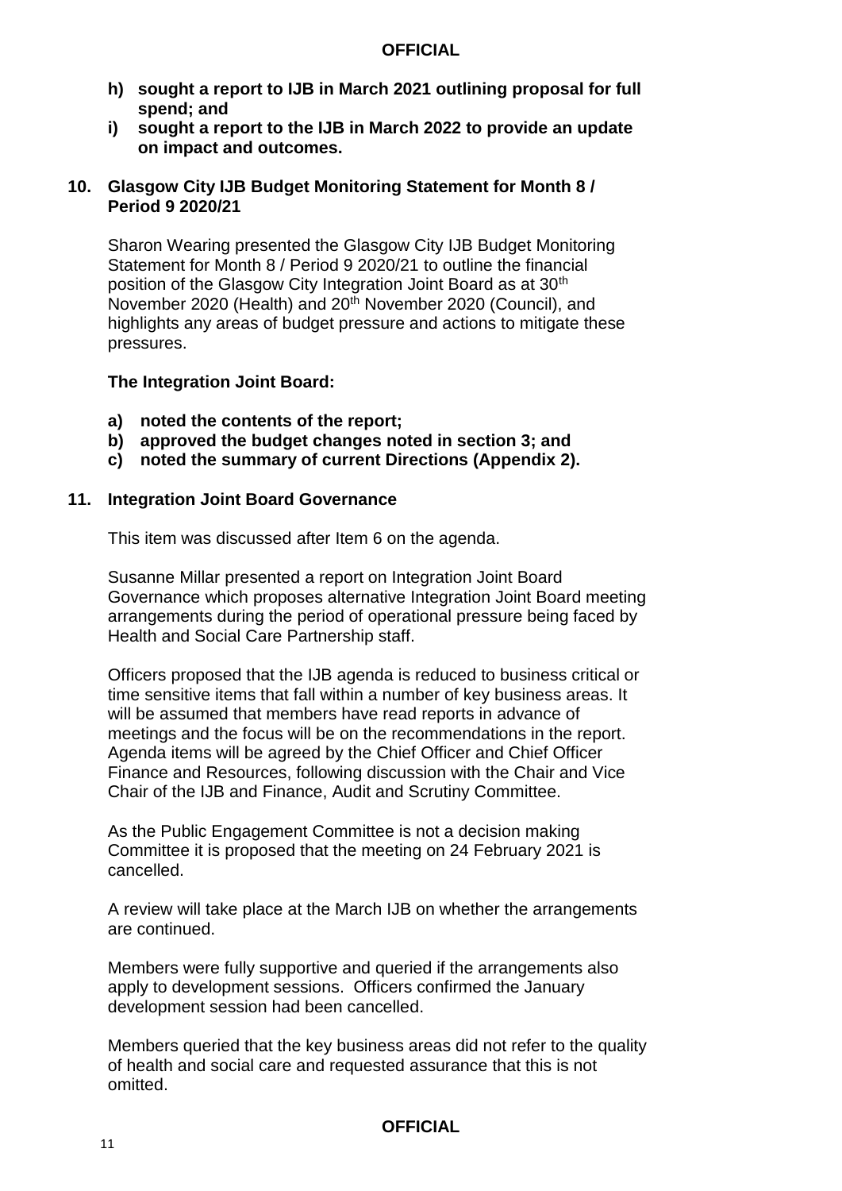**h) sought a report to IJB in March 2021 outlining proposal for full spend; and**

**i) sought a report to the IJB in March 2022 to provide an update on impact and outcomes.**

## 10. Glasgow City IJB Budget Monitoring Statement for Month 8 / Period 9 2020/21

Sharon Wearing presented the Glasgow City IJB Budget Monitoring Statement for Month 8 / Period 9 2020/21 to outline the financial position of the Glasgow City Integration Joint Board as at 30th November 2020 (Health) and 20th November 2020 (Council), and highlights any areas of budget pressure and actions to mitigate these pressures.

**The Integration Joint Board:**

**a) noted the contents of the report;**
**b) approved the budget changes noted in section 3; and**
**c) noted the summary of current Directions (Appendix 2).**

## 11. Integration Joint Board Governance

This item was discussed after Item 6 on the agenda.

Susanne Millar presented a report on Integration Joint Board Governance which proposes alternative Integration Joint Board meeting arrangements during the period of operational pressure being faced by Health and Social Care Partnership staff.

Officers proposed that the IJB agenda is reduced to business critical or time sensitive items that fall within a number of key business areas. It will be assumed that members have read reports in advance of meetings and the focus will be on the recommendations in the report. Agenda items will be agreed by the Chief Officer and Chief Officer Finance and Resources, following discussion with the Chair and Vice Chair of the IJB and Finance, Audit and Scrutiny Committee.

As the Public Engagement Committee is not a decision making Committee it is proposed that the meeting on 24 February 2021 is cancelled.

A review will take place at the March IJB on whether the arrangements are continued.

Members were fully supportive and queried if the arrangements also apply to development sessions. Officers confirmed the January development session had been cancelled.

Members queried that the key business areas did not refer to the quality of health and social care and requested assurance that this is not omitted.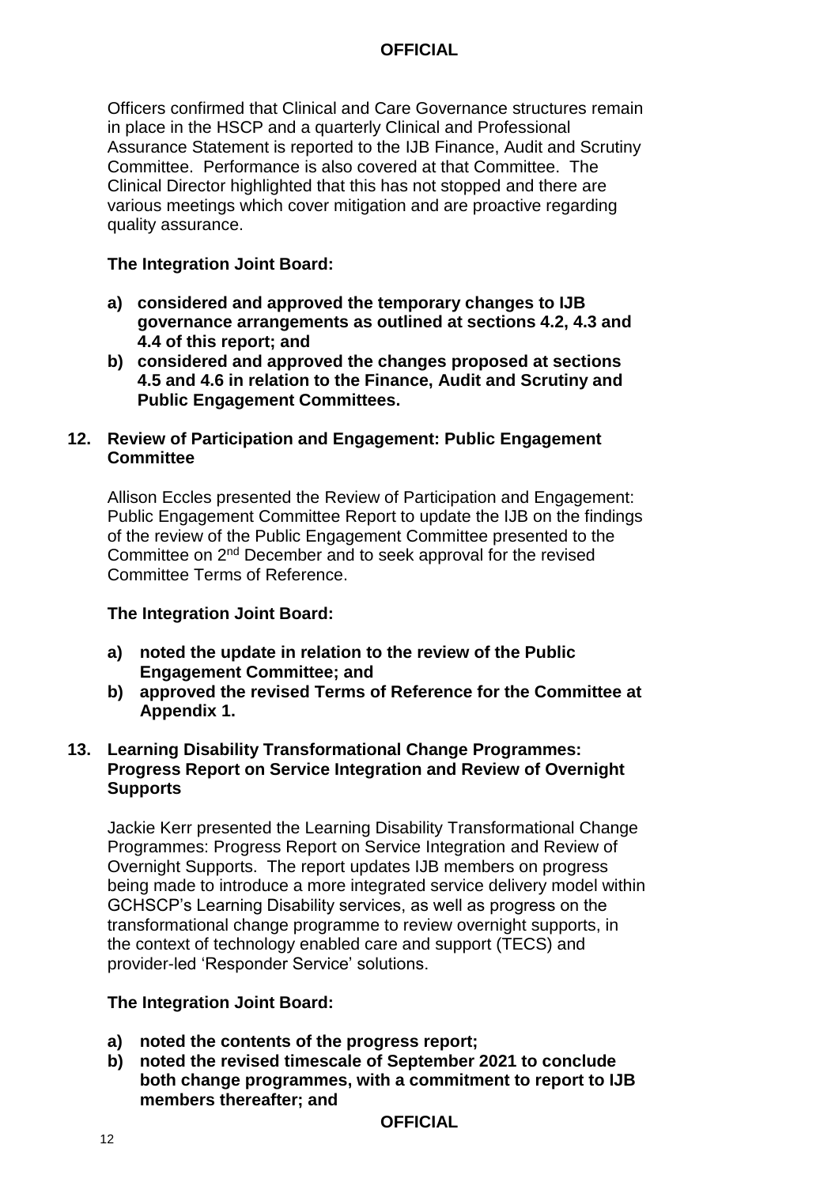Officers confirmed that Clinical and Care Governance structures remain in place in the HSCP and a quarterly Clinical and Professional Assurance Statement is reported to the IJB Finance, Audit and Scrutiny Committee. Performance is also covered at that Committee. The Clinical Director highlighted that this has not stopped and there are various meetings which cover mitigation and are proactive regarding quality assurance.

**The Integration Joint Board:**

**a) considered and approved the temporary changes to IJB governance arrangements as outlined at sections 4.2, 4.3 and 4.4 of this report; and**
**b) considered and approved the changes proposed at sections 4.5 and 4.6 in relation to the Finance, Audit and Scrutiny and Public Engagement Committees.**

## 12. Review of Participation and Engagement: Public Engagement Committee

Allison Eccles presented the Review of Participation and Engagement: Public Engagement Committee Report to update the IJB on the findings of the review of the Public Engagement Committee presented to the Committee on 2nd December and to seek approval for the revised Committee Terms of Reference.

**The Integration Joint Board:**

**a) noted the update in relation to the review of the Public Engagement Committee; and**
**b) approved the revised Terms of Reference for the Committee at Appendix 1.**

## 13. Learning Disability Transformational Change Programmes: Progress Report on Service Integration and Review of Overnight Supports

Jackie Kerr presented the Learning Disability Transformational Change Programmes: Progress Report on Service Integration and Review of Overnight Supports. The report updates IJB members on progress being made to introduce a more integrated service delivery model within GCHSCP's Learning Disability services, as well as progress on the transformational change programme to review overnight supports, in the context of technology enabled care and support (TECS) and provider-led 'Responder Service' solutions.

**The Integration Joint Board:**

**a) noted the contents of the progress report;**
**b) noted the revised timescale of September 2021 to conclude both change programmes, with a commitment to report to IJB members thereafter; and**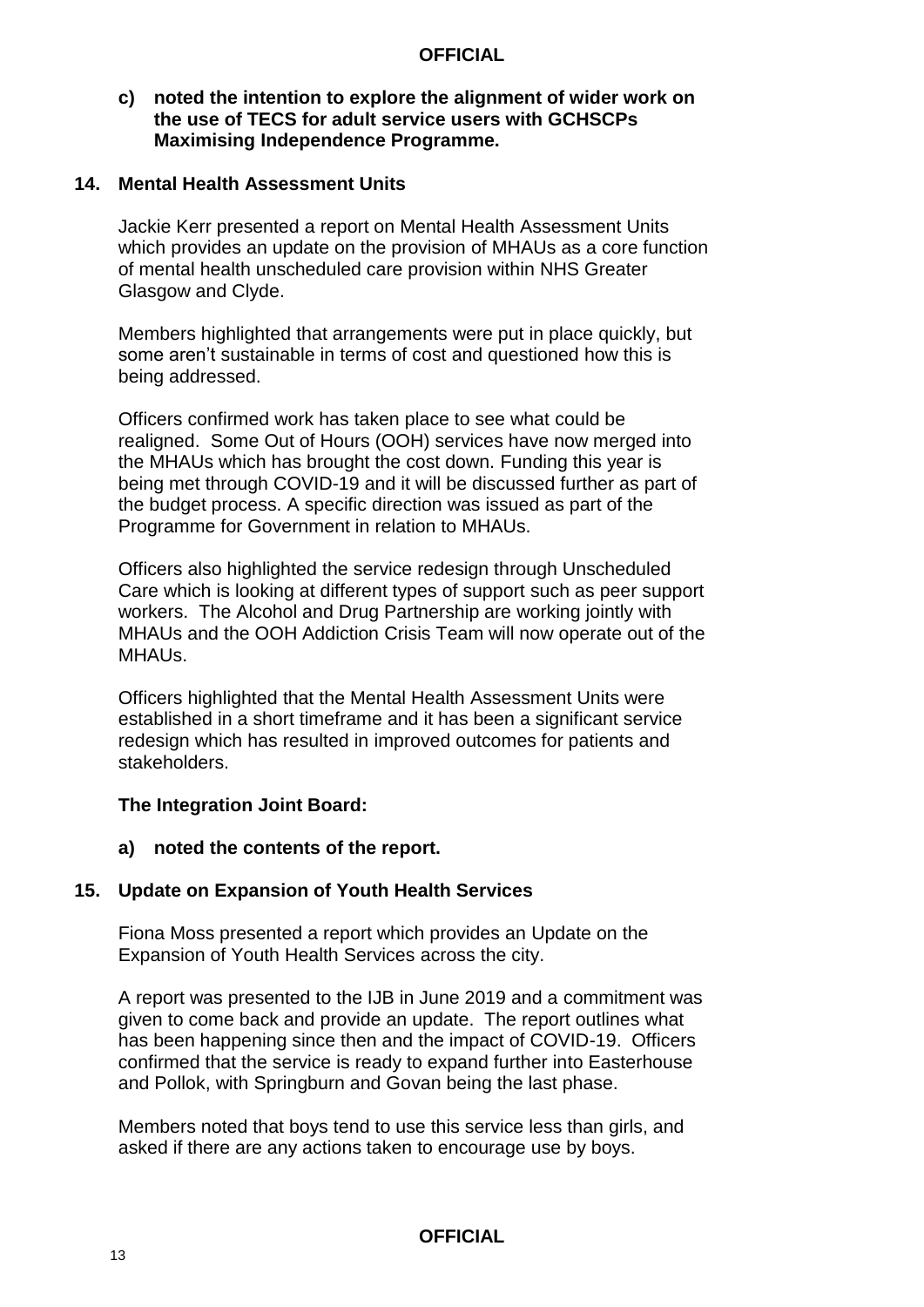**c) noted the intention to explore the alignment of wider work on the use of TECS for adult service users with GCHSCPs Maximising Independence Programme.**

## 14. Mental Health Assessment Units

Jackie Kerr presented a report on Mental Health Assessment Units which provides an update on the provision of MHAUs as a core function of mental health unscheduled care provision within NHS Greater Glasgow and Clyde.

Members highlighted that arrangements were put in place quickly, but some aren't sustainable in terms of cost and questioned how this is being addressed.

Officers confirmed work has taken place to see what could be realigned. Some Out of Hours (OOH) services have now merged into the MHAUs which has brought the cost down. Funding this year is being met through COVID-19 and it will be discussed further as part of the budget process. A specific direction was issued as part of the Programme for Government in relation to MHAUs.

Officers also highlighted the service redesign through Unscheduled Care which is looking at different types of support such as peer support workers. The Alcohol and Drug Partnership are working jointly with MHAUs and the OOH Addiction Crisis Team will now operate out of the MHAUs.

Officers highlighted that the Mental Health Assessment Units were established in a short timeframe and it has been a significant service redesign which has resulted in improved outcomes for patients and stakeholders.

**The Integration Joint Board:**

**a) noted the contents of the report.**

## 15. Update on Expansion of Youth Health Services

Fiona Moss presented a report which provides an Update on the Expansion of Youth Health Services across the city.

A report was presented to the IJB in June 2019 and a commitment was given to come back and provide an update. The report outlines what has been happening since then and the impact of COVID-19. Officers confirmed that the service is ready to expand further into Easterhouse and Pollok, with Springburn and Govan being the last phase.

Members noted that boys tend to use this service less than girls, and asked if there are any actions taken to encourage use by boys.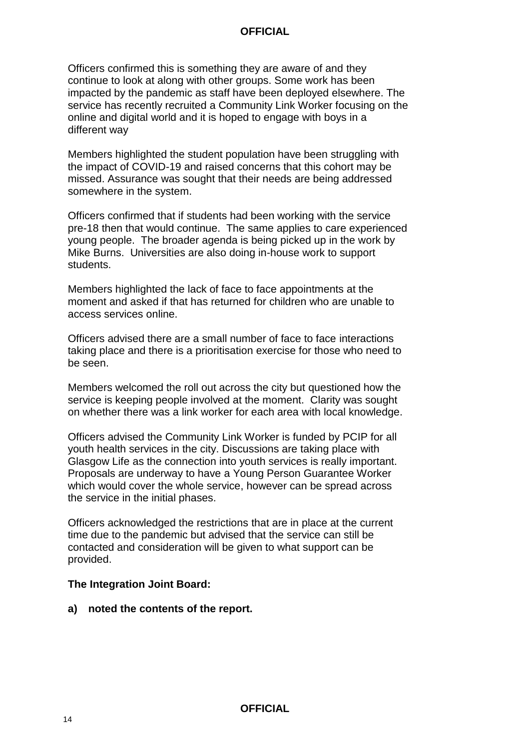Officers confirmed this is something they are aware of and they continue to look at along with other groups. Some work has been impacted by the pandemic as staff have been deployed elsewhere. The service has recently recruited a Community Link Worker focusing on the online and digital world and it is hoped to engage with boys in a different way

Members highlighted the student population have been struggling with the impact of COVID-19 and raised concerns that this cohort may be missed. Assurance was sought that their needs are being addressed somewhere in the system.

Officers confirmed that if students had been working with the service pre-18 then that would continue. The same applies to care experienced young people. The broader agenda is being picked up in the work by Mike Burns. Universities are also doing in-house work to support students.

Members highlighted the lack of face to face appointments at the moment and asked if that has returned for children who are unable to access services online.

Officers advised there are a small number of face to face interactions taking place and there is a prioritisation exercise for those who need to be seen.

Members welcomed the roll out across the city but questioned how the service is keeping people involved at the moment. Clarity was sought on whether there was a link worker for each area with local knowledge.

Officers advised the Community Link Worker is funded by PCIP for all youth health services in the city. Discussions are taking place with Glasgow Life as the connection into youth services is really important. Proposals are underway to have a Young Person Guarantee Worker which would cover the whole service, however can be spread across the service in the initial phases.

Officers acknowledged the restrictions that are in place at the current time due to the pandemic but advised that the service can still be contacted and consideration will be given to what support can be provided.

**The Integration Joint Board:**

**a) noted the contents of the report.**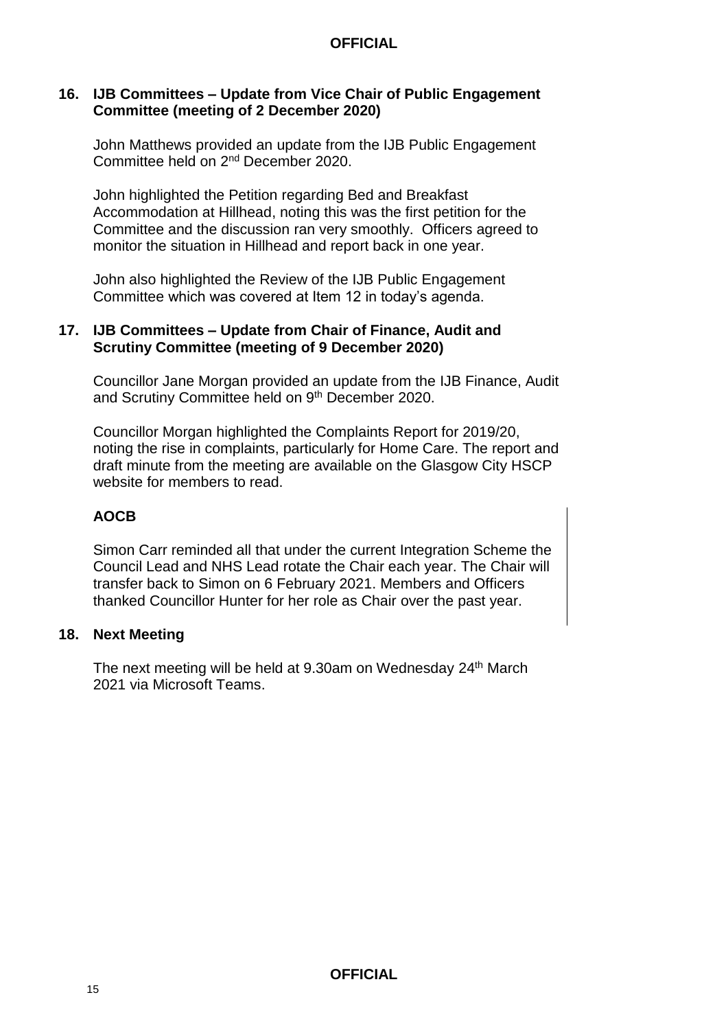## 16. IJB Committees – Update from Vice Chair of Public Engagement Committee (meeting of 2 December 2020)

John Matthews provided an update from the IJB Public Engagement Committee held on 2nd December 2020.

John highlighted the Petition regarding Bed and Breakfast Accommodation at Hillhead, noting this was the first petition for the Committee and the discussion ran very smoothly. Officers agreed to monitor the situation in Hillhead and report back in one year.

John also highlighted the Review of the IJB Public Engagement Committee which was covered at Item 12 in today's agenda.

## 17. IJB Committees – Update from Chair of Finance, Audit and Scrutiny Committee (meeting of 9 December 2020)

Councillor Jane Morgan provided an update from the IJB Finance, Audit and Scrutiny Committee held on 9th December 2020.

Councillor Morgan highlighted the Complaints Report for 2019/20, noting the rise in complaints, particularly for Home Care. The report and draft minute from the meeting are available on the Glasgow City HSCP website for members to read.

### AOCB

Simon Carr reminded all that under the current Integration Scheme the Council Lead and NHS Lead rotate the Chair each year. The Chair will transfer back to Simon on 6 February 2021. Members and Officers thanked Councillor Hunter for her role as Chair over the past year.

## 18. Next Meeting

The next meeting will be held at 9.30am on Wednesday 24th March 2021 via Microsoft Teams.